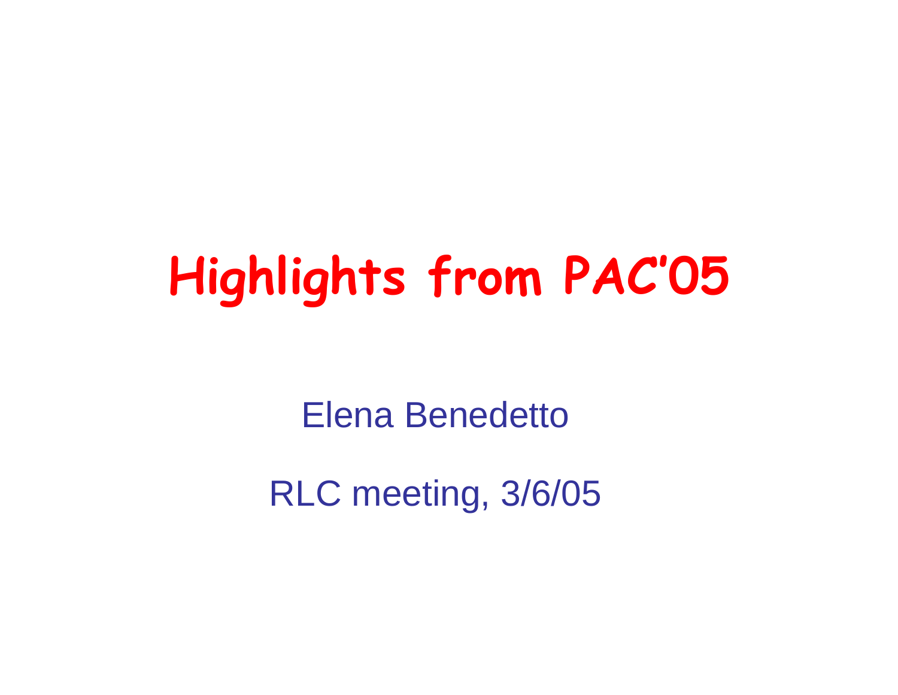# Highlights from PAC'05

Elena Benedetto

RLC meeting, 3/6/05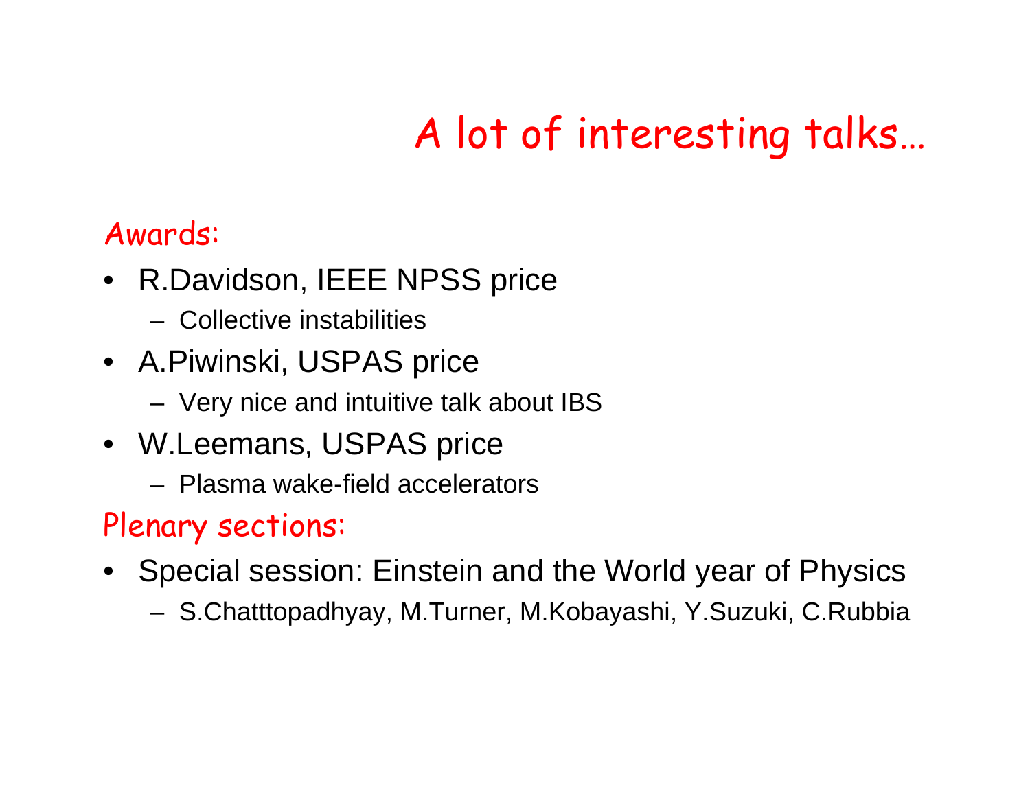# A lot of interesting talks…

## Awards:

- R.Davidson, IEEE NPSS price
  - Collective instabilities
- A.Piwinski, USPAS price
  - Very nice and intuitive talk about IBS
- W.Leemans, USPAS price
  - Plasma wake-field accelerators

## Plenary sections:

- Special session: Einstein and the World year of Physics
  - S.Chatttopadhyay, M.Turner, M.Kobayashi, Y.Suzuki, C.Rubbia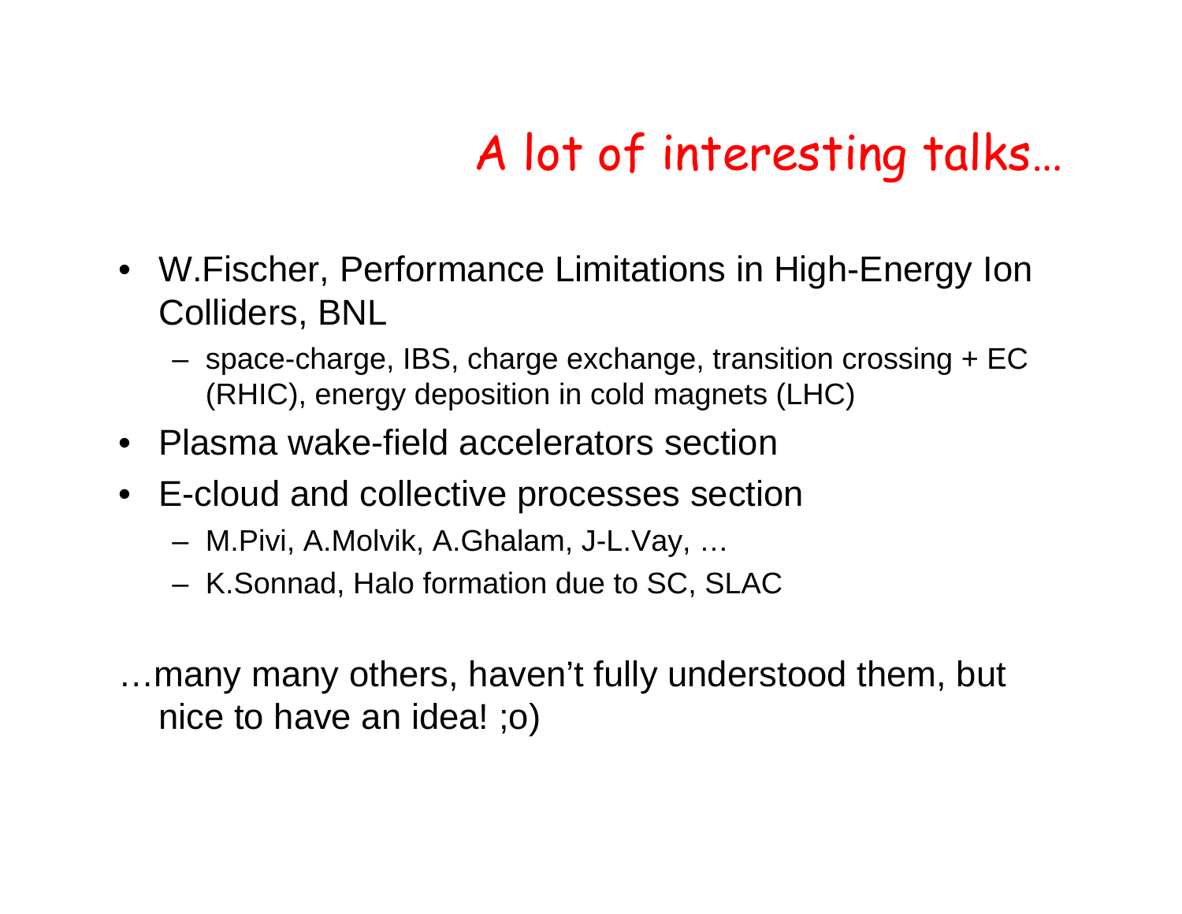# A lot of interesting talks…

- W.Fischer, Performance Limitations in High-Energy Ion Colliders, BNL
  - space-charge, IBS, charge exchange, transition crossing + EC (RHIC), energy deposition in cold magnets (LHC)
- Plasma wake-field accelerators section
- E-cloud and collective processes section
  - M.Pivi, A.Molvik, A.Ghalam, J-L.Vay, …
  - K.Sonnad, Halo formation due to SC, SLAC

…many many others, haven't fully understood them, but nice to have an idea! ;o)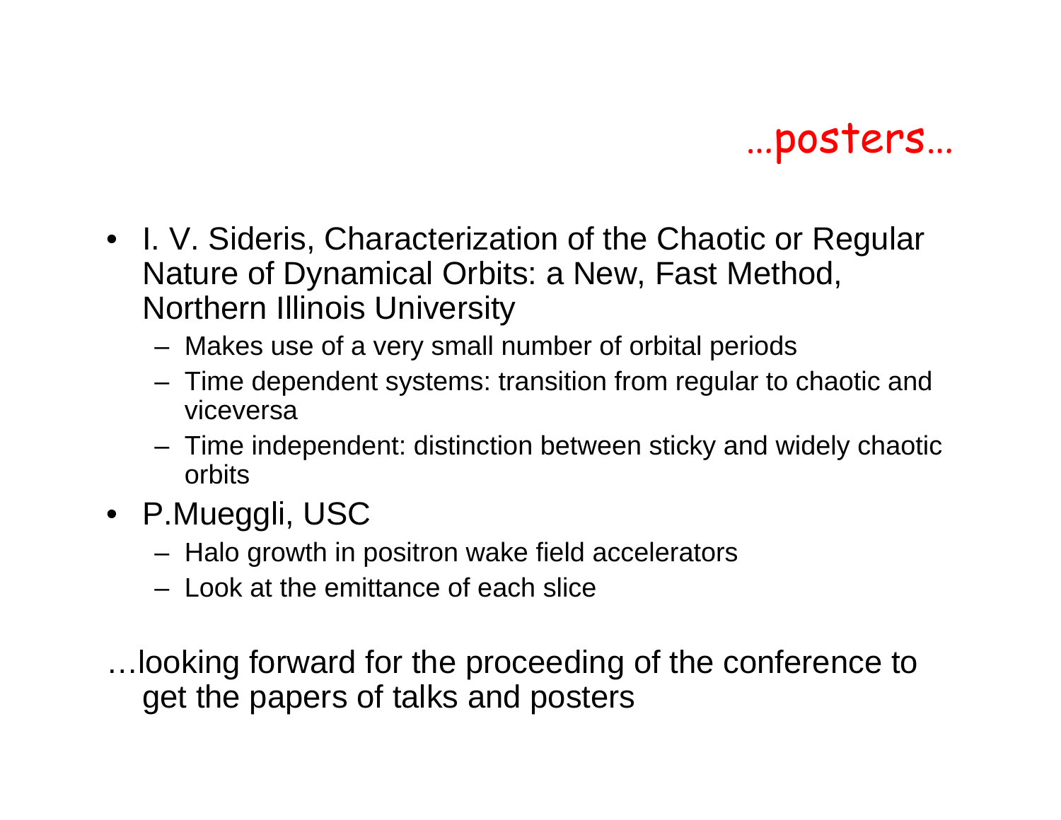# …posters…

- I. V. Sideris, Characterization of the Chaotic or Regular Nature of Dynamical Orbits: a New, Fast Method, Northern Illinois University
  - Makes use of a very small number of orbital periods
  - Time dependent systems: transition from regular to chaotic and viceversa
  - Time independent: distinction between sticky and widely chaotic orbits
- P.Mueggli, USC
  - Halo growth in positron wake field accelerators
  - Look at the emittance of each slice

…looking forward for the proceeding of the conference to get the papers of talks and posters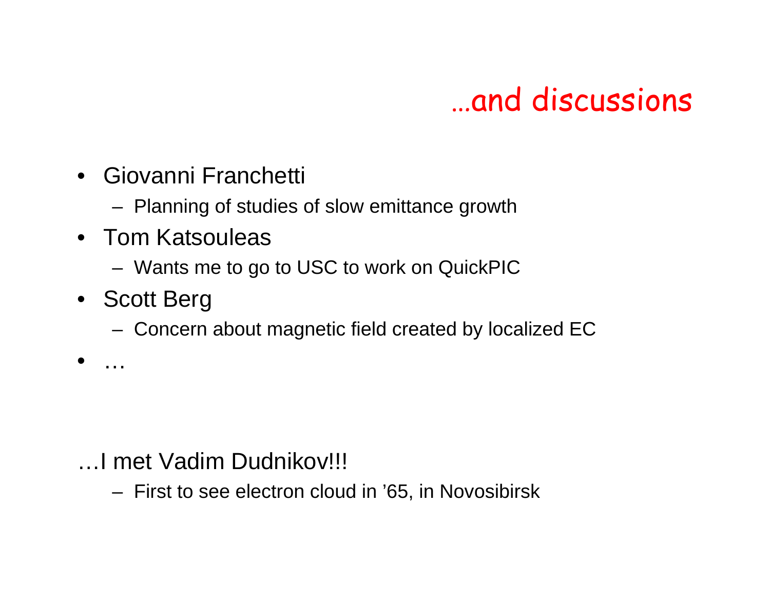# …and discussions

- Giovanni Franchetti
  - Planning of studies of slow emittance growth
- Tom Katsouleas
  - Wants me to go to USC to work on QuickPIC
- Scott Berg
  - Concern about magnetic field created by localized EC
- …

…I met Vadim Dudnikov!!!

- First to see electron cloud in ’65, in Novosibirsk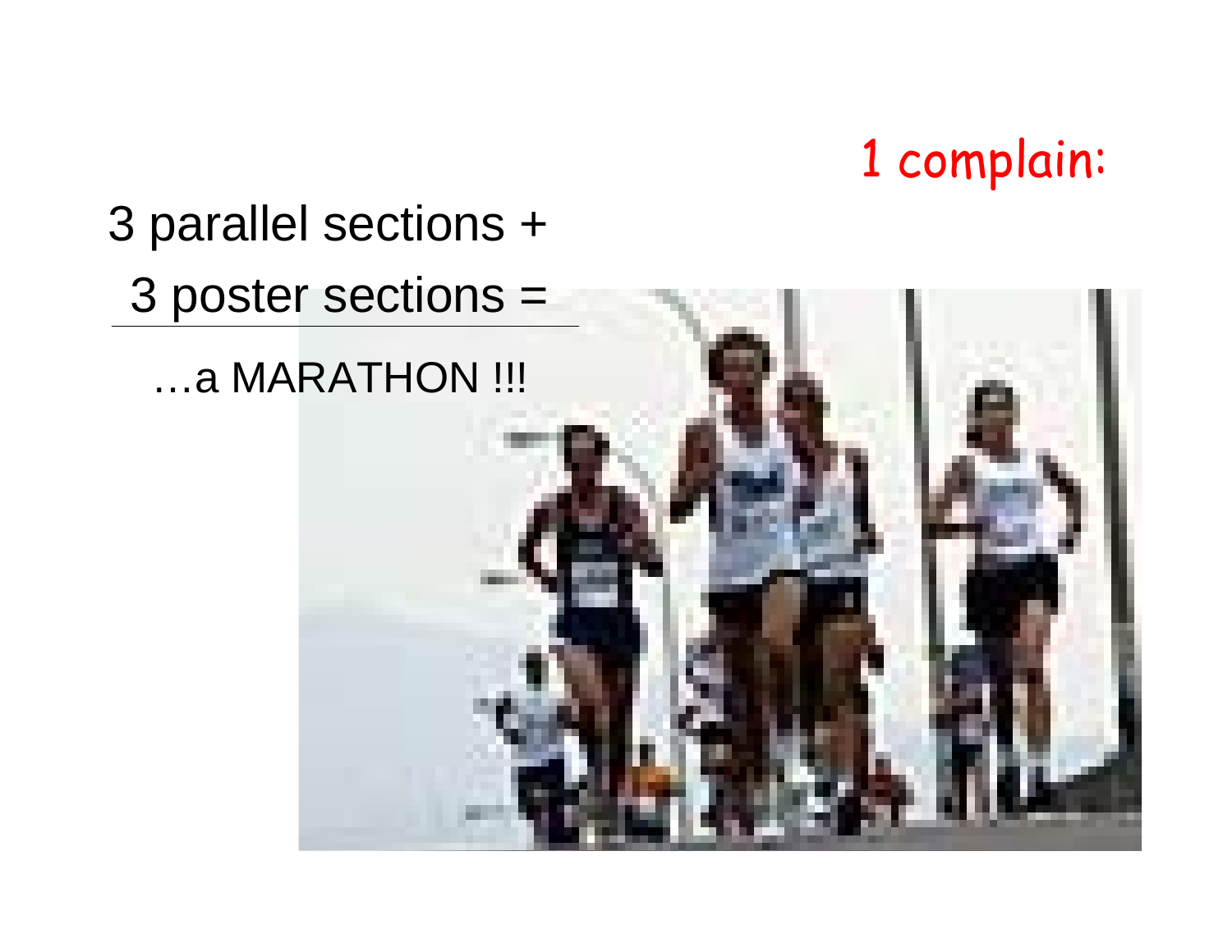1 complain:

3 parallel sections +

3 poster sections =

…a MARATHON !!!